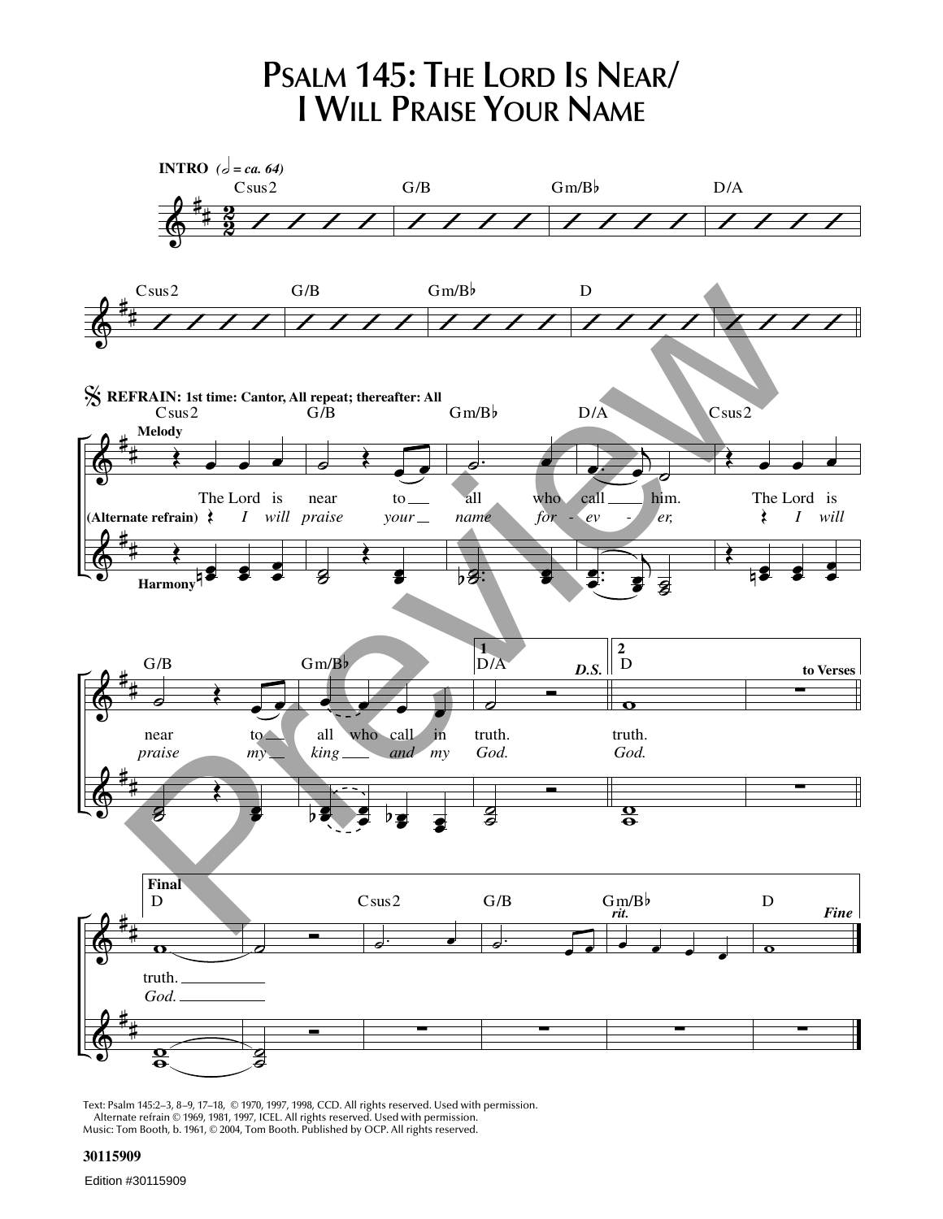# Psalm 145: The Lord Is Near/ I Will Praise Your Name

**INTRO** (𝅗𝅥 = ca. 64)

Csus2 | G/B | Gm/B♭ | D/A

Csus2 | G/B | Gm/B♭ | D

**REFRAIN: 1st time: Cantor, All repeat; thereafter: All**

Melody:

The Lord is near to all who call him. The Lord is near to all who call in truth.

(Alternate refrain) *I will praise your name for-ev-er, I will praise my king and my God.*

Harmony

1 — D.S.

2 — to Verses

truth. / *God.*

**Final**

truth. / *God.*

*rit.* *Fine*

Text: Psalm 145:2–3, 8–9, 17–18, © 1970, 1997, 1998, CCD. All rights reserved. Used with permission.
Alternate refrain © 1969, 1981, 1997, ICEL. All rights reserved. Used with permission.
Music: Tom Booth, b. 1961, © 2004, Tom Booth. Published by OCP. All rights reserved.

30115909

Edition #30115909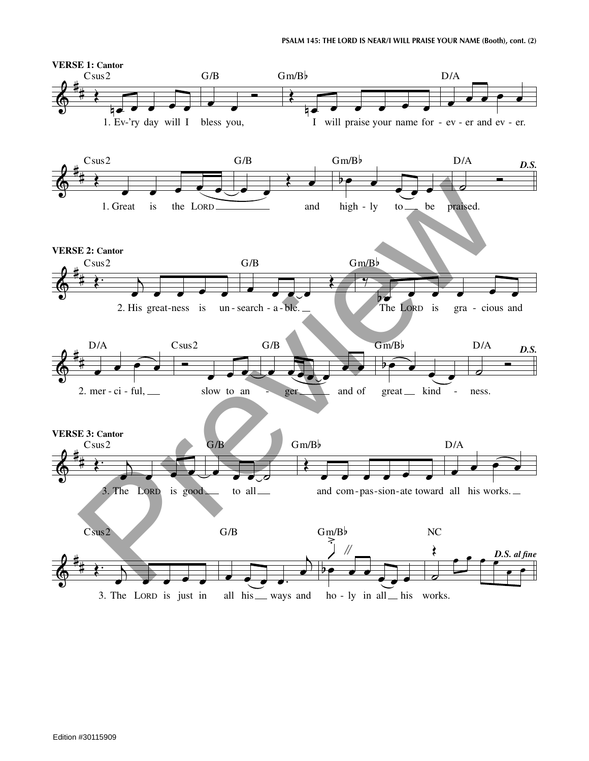**VERSE 1: Cantor**

Csus2 G/B Gm/B♭ D/A

1. Ev-'ry day will I bless you, I will praise your name for - ev - er and ev - er.

Csus2 G/B Gm/B♭ D/A *D.S.*

1. Great is the LORD and high - ly to be praised.

**VERSE 2: Cantor**

Csus2 G/B Gm/B♭

2. His great-ness is un - search - a - ble. The LORD is gra - cious and

D/A Csus2 G/B Gm/B♭ D/A *D.S.*

2. mer - ci - ful, slow to an - ger and of great kind - ness.

**VERSE 3: Cantor**

Csus2 G/B Gm/B♭ D/A

3. The LORD is good to all and com-pas-sion-ate toward all his works.

Csus2 G/B Gm/B♭ NC *D.S. al fine*

3. The LORD is just in all his ways and ho - ly in all his works.

Edition #30115909